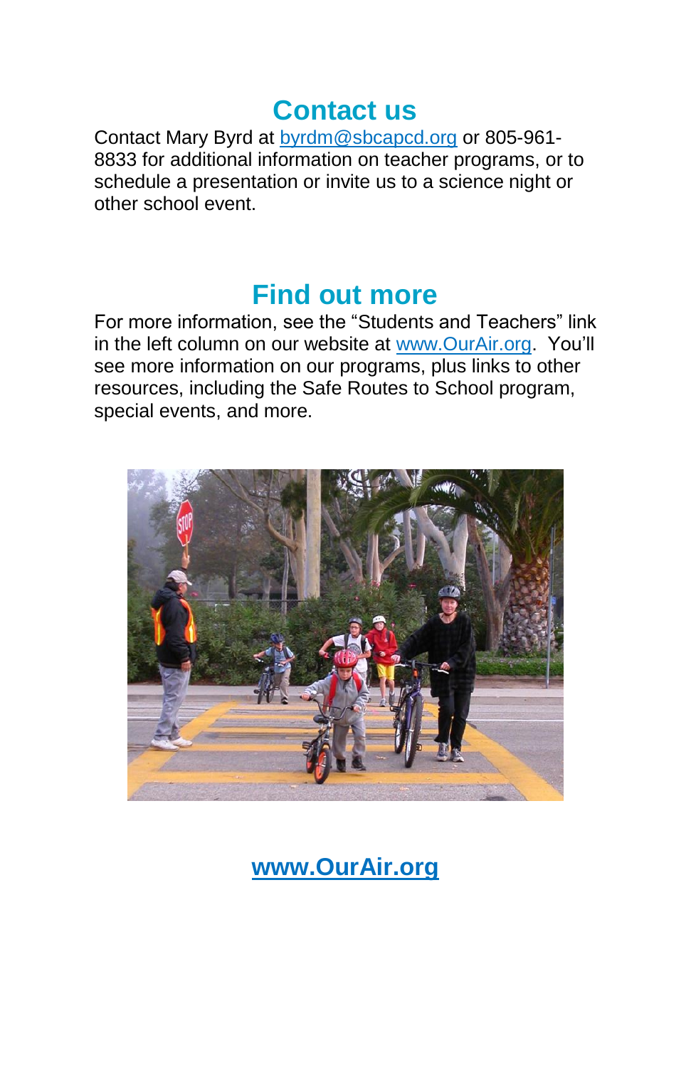## Contact us

Contact Mary Byrd at byrdm@sbcapcd.org or 805-961-8833 for additional information on teacher programs, or to schedule a presentation or invite us to a science night or other school event.

## Find out more

For more information, see the "Students and Teachers" link in the left column on our website at www.OurAir.org. You'll see more information on our programs, plus links to other resources, including the Safe Routes to School program, special events, and more.

**www.OurAir.org**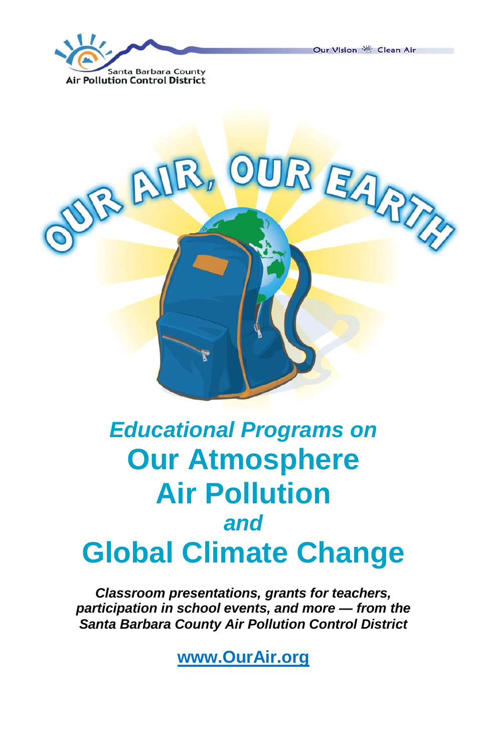Santa Barbara County
Air Pollution Control District

Our Vision Clean Air

OUR AIR, OUR EARTH

*Educational Programs on*

# Our Atmosphere
# Air Pollution
*and*
# Global Climate Change

***Classroom presentations, grants for teachers, participation in school events, and more — from the Santa Barbara County Air Pollution Control District***

**www.OurAir.org**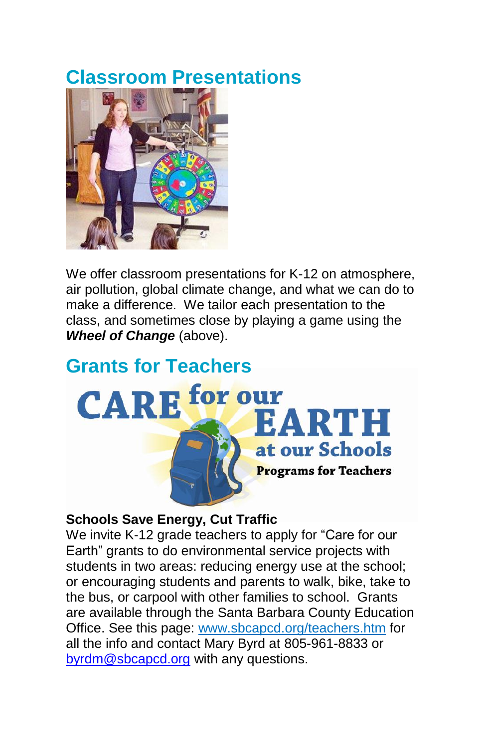## Classroom Presentations

We offer classroom presentations for K-12 on atmosphere, air pollution, global climate change, and what we can do to make a difference. We tailor each presentation to the class, and sometimes close by playing a game using the ***Wheel of Change*** (above).

## Grants for Teachers

**Schools Save Energy, Cut Traffic**

We invite K-12 grade teachers to apply for "Care for our Earth" grants to do environmental service projects with students in two areas: reducing energy use at the school; or encouraging students and parents to walk, bike, take to the bus, or carpool with other families to school. Grants are available through the Santa Barbara County Education Office. See this page: [www.sbcapcd.org/teachers.htm](http://www.sbcapcd.org/teachers.htm) for all the info and contact Mary Byrd at 805-961-8833 or [byrdm@sbcapcd.org](mailto:byrdm@sbcapcd.org) with any questions.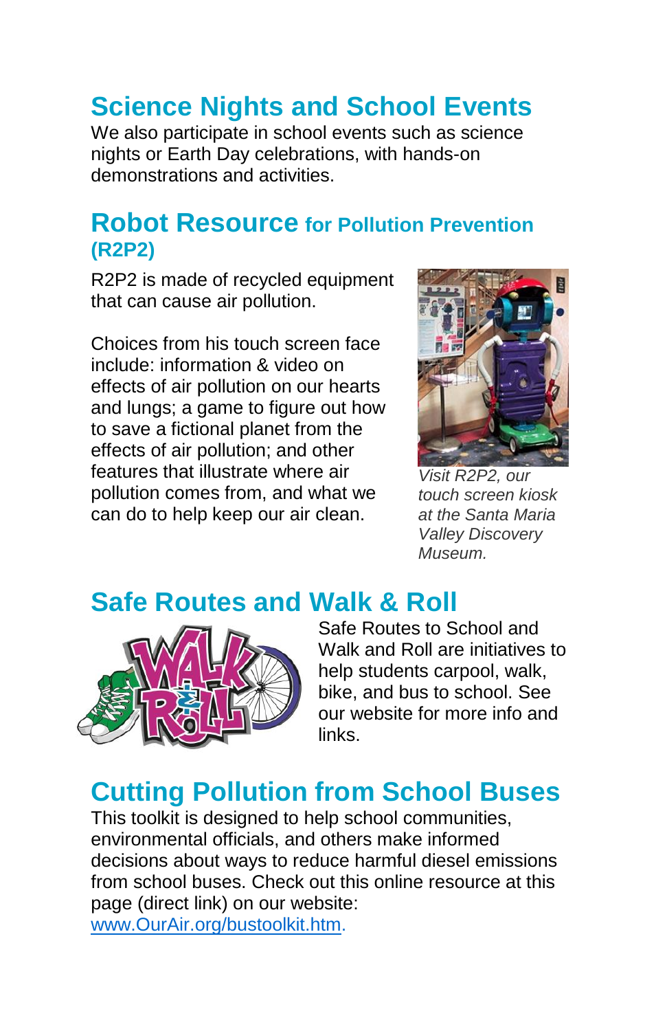## Science Nights and School Events

We also participate in school events such as science nights or Earth Day celebrations, with hands-on demonstrations and activities.

## Robot Resource for Pollution Prevention (R2P2)

R2P2 is made of recycled equipment that can cause air pollution.

Choices from his touch screen face include: information & video on effects of air pollution on our hearts and lungs; a game to figure out how to save a fictional planet from the effects of air pollution; and other features that illustrate where air pollution comes from, and what we can do to help keep our air clean.

*Visit R2P2, our touch screen kiosk at the Santa Maria Valley Discovery Museum.*

## Safe Routes and Walk & Roll

Safe Routes to School and Walk and Roll are initiatives to help students carpool, walk, bike, and bus to school. See our website for more info and links.

## Cutting Pollution from School Buses

This toolkit is designed to help school communities, environmental officials, and others make informed decisions about ways to reduce harmful diesel emissions from school buses. Check out this online resource at this page (direct link) on our website: [www.OurAir.org/bustoolkit.htm](www.OurAir.org/bustoolkit.htm).